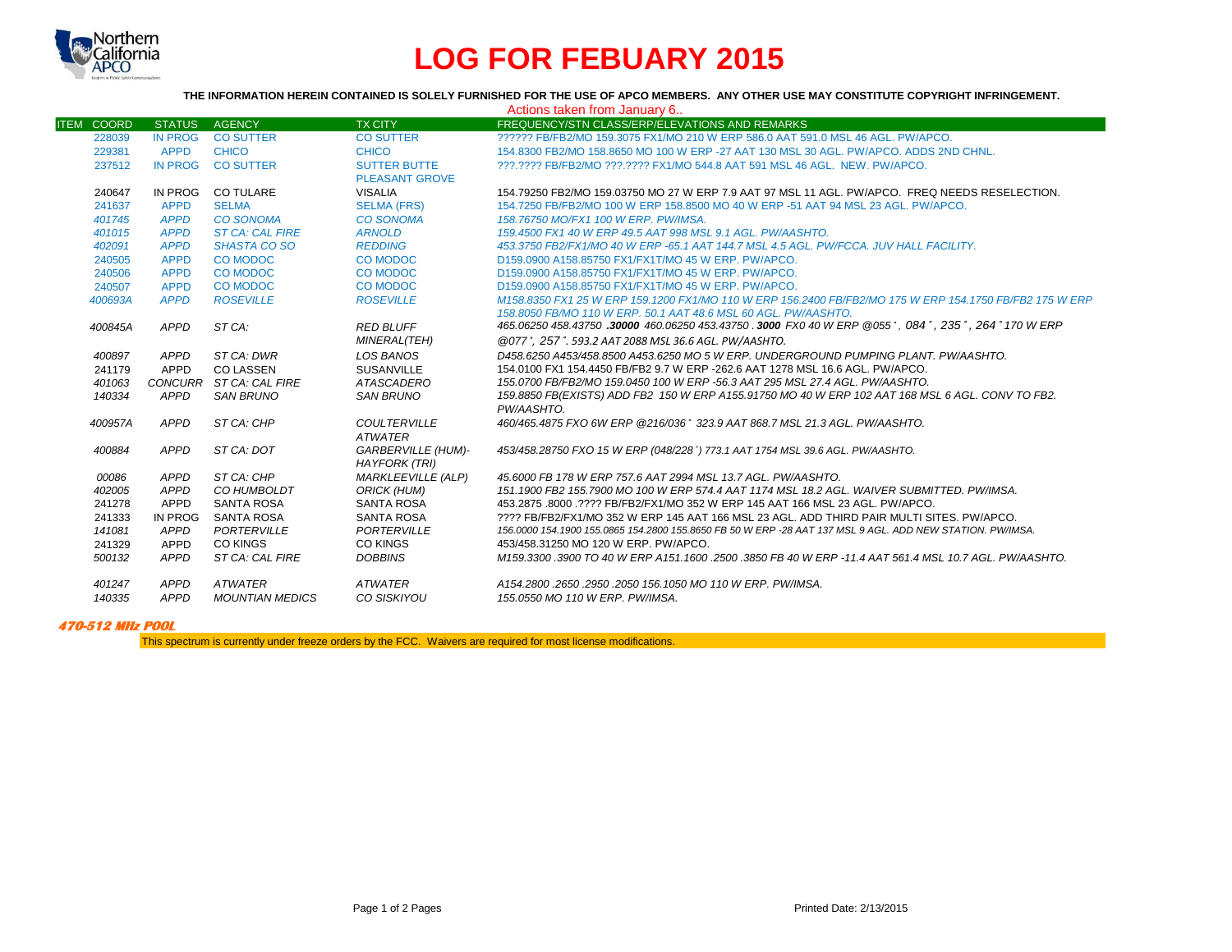# LOG FOR FEBUARY 2015

**THE INFORMATION HEREIN CONTAINED IS SOLELY FURNISHED FOR THE USE OF APCO MEMBERS. ANY OTHER USE MAY CONSTITUTE COPYRIGHT INFRINGEMENT.**

Actions taken from January 6..

| ITEM | COORD | STATUS | AGENCY | TX CITY | FREQUENCY/STN CLASS/ERP/ELEVATIONS AND REMARKS |
|---|---|---|---|---|---|
| | 228039 | IN PROG | CO SUTTER | CO SUTTER | ?????? FB/FB2/MO 159.3075 FX1/MO 210 W ERP 586.0 AAT 591.0 MSL 46 AGL. PW/APCO. |
| | 229381 | APPD | CHICO | CHICO | 154.8300 FB2/MO 158.8650 MO 100 W ERP -27 AAT 130 MSL 30 AGL. PW/APCO. ADDS 2ND CHNL. |
| | 237512 | IN PROG | CO SUTTER | SUTTER BUTTE PLEASANT GROVE | ???.???? FB/FB2/MO ???.???? FX1/MO 544.8 AAT 591 MSL 46 AGL. NEW. PW/APCO. |
| | 240647 | IN PROG | CO TULARE | VISALIA | 154.79250 FB2/MO 159.03750 MO 27 W ERP 7.9 AAT 97 MSL 11 AGL. PW/APCO. FREQ NEEDS RESELECTION. |
| | 241637 | APPD | SELMA | SELMA (FRS) | 154.7250 FB/FB2/MO 100 W ERP 158.8500 MO 40 W ERP -51 AAT 94 MSL 23 AGL. PW/APCO. |
| | *401745* | *APPD* | *CO SONOMA* | *CO SONOMA* | *158.76750 MO/FX1 100 W ERP. PW/IMSA.* |
| | *401015* | *APPD* | *ST CA: CAL FIRE* | *ARNOLD* | *159.4500 FX1 40 W ERP 49.5 AAT 998 MSL 9.1 AGL. PW/AASHTO.* |
| | *402091* | *APPD* | *SHASTA CO SO* | *REDDING* | *453.3750 FB2/FX1/MO 40 W ERP -65.1 AAT 144.7 MSL 4.5 AGL. PW/FCCA. JUV HALL FACILITY.* |
| | 240505 | APPD | CO MODOC | CO MODOC | D159.0900 A158.85750 FX1/FX1T/MO 45 W ERP. PW/APCO. |
| | 240506 | APPD | CO MODOC | CO MODOC | D159.0900 A158.85750 FX1/FX1T/MO 45 W ERP. PW/APCO. |
| | 240507 | APPD | CO MODOC | CO MODOC | D159.0900 A158.85750 FX1/FX1T/MO 45 W ERP. PW/APCO. |
| | *400693A* | *APPD* | *ROSEVILLE* | *ROSEVILLE* | *M158.8350 FX1 25 W ERP 159.1200 FX1/MO 110 W ERP 156.2400 FB/FB2/MO 175 W ERP 154.1750 FB/FB2 175 W ERP 158.8050 FB/MO 110 W ERP. 50.1 AAT 48.6 MSL 60 AGL. PW/AASHTO.* |
| | *400845A* | *APPD* | *ST CA:* | *RED BLUFF MINERAL(TEH)* | *465.06250 458.43750 **.30000** 460.06250 453.43750 . **3000** FX0 40 W ERP @055˚, 084˚, 235˚, 264˚170 W ERP @077˚, 257˚. 593.2 AAT 2088 MSL 36.6 AGL. PW/AASHTO.* |
| | *400897* | *APPD* | *ST CA: DWR* | *LOS BANOS* | *D458.6250 A453/458.8500 A453.6250 MO 5 W ERP. UNDERGROUND PUMPING PLANT. PW/AASHTO.* |
| | 241179 | APPD | CO LASSEN | SUSANVILLE | 154.0100 FX1 154.4450 FB/FB2 9.7 W ERP -262.6 AAT 1278 MSL 16.6 AGL. PW/APCO. |
| | *401063* | *CONCURR* | *ST CA: CAL FIRE* | *ATASCADERO* | *155.0700 FB/FB2/MO 159.0450 100 W ERP -56.3 AAT 295 MSL 27.4 AGL. PW/AASHTO.* |
| | *140334* | *APPD* | *SAN BRUNO* | *SAN BRUNO* | *159.8850 FB(EXISTS) ADD FB2 150 W ERP A155.91750 MO 40 W ERP 102 AAT 168 MSL 6 AGL. CONV TO FB2. PW/AASHTO.* |
| | *400957A* | *APPD* | *ST CA: CHP* | *COULTERVILLE ATWATER* | *460/465.4875 FXO 6W ERP @216/036˚ 323.9 AAT 868.7 MSL 21.3 AGL. PW/AASHTO.* |
| | *400884* | *APPD* | *ST CA: DOT* | *GARBERVILLE (HUM)-HAYFORK (TRI)* | *453/458.28750 FXO 15 W ERP (048/228˚) 773.1 AAT 1754 MSL 39.6 AGL. PW/AASHTO.* |
| | *00086* | *APPD* | *ST CA: CHP* | *MARKLEEVILLE (ALP)* | *45.6000 FB 178 W ERP 757.6 AAT 2994 MSL 13.7 AGL. PW/AASHTO.* |
| | *402005* | *APPD* | *CO HUMBOLDT* | *ORICK (HUM)* | *151.1900 FB2 155.7900 MO 100 W ERP 574.4 AAT 1174 MSL 18.2 AGL. WAIVER SUBMITTED. PW/IMSA.* |
| | 241278 | APPD | SANTA ROSA | SANTA ROSA | 453.2875 .8000 .???? FB/FB2/FX1/MO 352 W ERP 145 AAT 166 MSL 23 AGL. PW/APCO. |
| | 241333 | IN PROG | SANTA ROSA | SANTA ROSA | ???? FB/FB2/FX1/MO 352 W ERP 145 AAT 166 MSL 23 AGL. ADD THIRD PAIR MULTI SITES. PW/APCO. |
| | *141081* | *APPD* | *PORTERVILLE* | *PORTERVILLE* | *156.0000 154.1900 155.0865 154.2800 155.8650 FB 50 W ERP -28 AAT 137 MSL 9 AGL. ADD NEW STATION. PW/IMSA.* |
| | 241329 | APPD | CO KINGS | CO KINGS | 453/458.31250 MO 120 W ERP. PW/APCO. |
| | *500132* | *APPD* | *ST CA: CAL FIRE* | *DOBBINS* | *M159.3300 .3900 TO 40 W ERP A151.1600 .2500 .3850 FB 40 W ERP -11.4 AAT 561.4 MSL 10.7 AGL. PW/AASHTO.* |
| | *401247* | *APPD* | *ATWATER* | *ATWATER* | *A154.2800 .2650 .2950 .2050 156.1050 MO 110 W ERP. PW/IMSA.* |
| | *140335* | *APPD* | *MOUNTIAN MEDICS* | *CO SISKIYOU* | *155.0550 MO 110 W ERP. PW/IMSA.* |

***470-512 MHz POOL***

This spectrum is currently under freeze orders by the FCC. Waivers are required for most license modifications.

Printed Date: 2/13/2015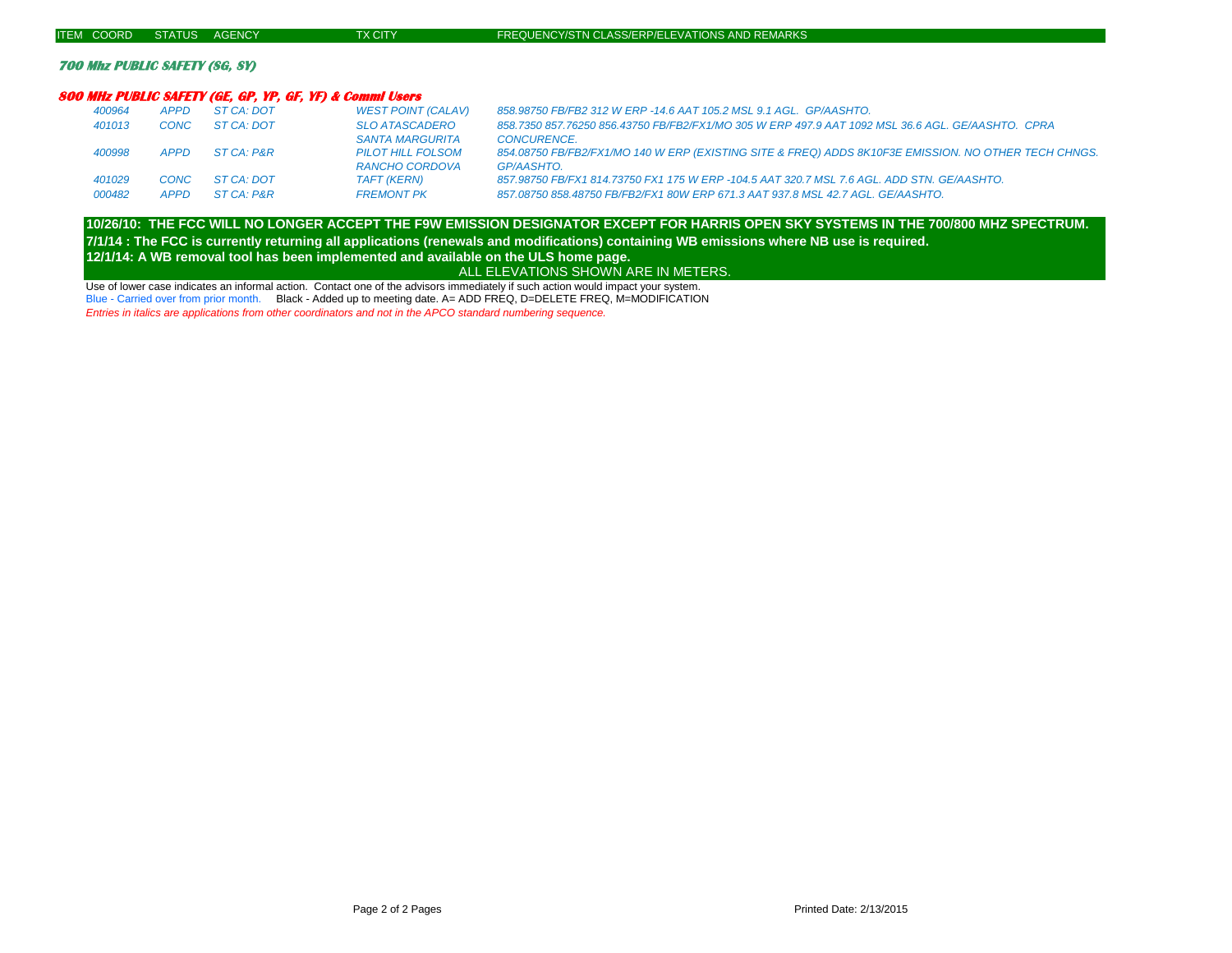| ITEM | COORD | STATUS | AGENCY | TX CITY | FREQUENCY/STN CLASS/ERP/ELEVATIONS AND REMARKS |
|---|---|---|---|---|---|

***700 Mhz PUBLIC SAFETY (SG, SY)***

***800 MHz PUBLIC SAFETY (GE, GP, YP, GF, YF) & Comml Users***

| ITEM | COORD | STATUS | AGENCY | TX CITY | FREQUENCY/STN CLASS/ERP/ELEVATIONS AND REMARKS |
|---|---|---|---|---|---|
| | *400964* | *APPD* | *ST CA: DOT* | *WEST POINT (CALAV)* | *858.98750 FB/FB2 312 W ERP -14.6 AAT 105.2 MSL 9.1 AGL. GP/AASHTO.* |
| | *401013* | *CONC* | *ST CA: DOT* | *SLO ATASCADERO SANTA MARGURITA* | *858.7350 857.76250 856.43750 FB/FB2/FX1/MO 305 W ERP 497.9 AAT 1092 MSL 36.6 AGL. GE/AASHTO. CPRA CONCURENCE.* |
| | *400998* | *APPD* | *ST CA: P&R* | *PILOT HILL FOLSOM RANCHO CORDOVA* | *854.08750 FB/FB2/FX1/MO 140 W ERP (EXISTING SITE & FREQ) ADDS 8K10F3E EMISSION. NO OTHER TECH CHNGS. GP/AASHTO.* |
| | *401029* | *CONC* | *ST CA: DOT* | *TAFT (KERN)* | *857.98750 FB/FX1 814.73750 FX1 175 W ERP -104.5 AAT 320.7 MSL 7.6 AGL. ADD STN. GE/AASHTO.* |
| | *000482* | *APPD* | *ST CA: P&R* | *FREMONT PK* | *857.08750 858.48750 FB/FB2/FX1 80W ERP 671.3 AAT 937.8 MSL 42.7 AGL. GE/AASHTO.* |

**10/26/10: THE FCC WILL NO LONGER ACCEPT THE F9W EMISSION DESIGNATOR EXCEPT FOR HARRIS OPEN SKY SYSTEMS IN THE 700/800 MHZ SPECTRUM.**
**7/1/14 : The FCC is currently returning all applications (renewals and modifications) containing WB emissions where NB use is required.**
**12/1/14: A WB removal tool has been implemented and available on the ULS home page.**

ALL ELEVATIONS SHOWN ARE IN METERS.

Use of lower case indicates an informal action. Contact one of the advisors immediately if such action would impact your system.

Blue - Carried over from prior month. Black - Added up to meeting date. A= ADD FREQ, D=DELETE FREQ, M=MODIFICATION

*Entries in italics are applications from other coordinators and not in the APCO standard numbering sequence.*

Printed Date: 2/13/2015